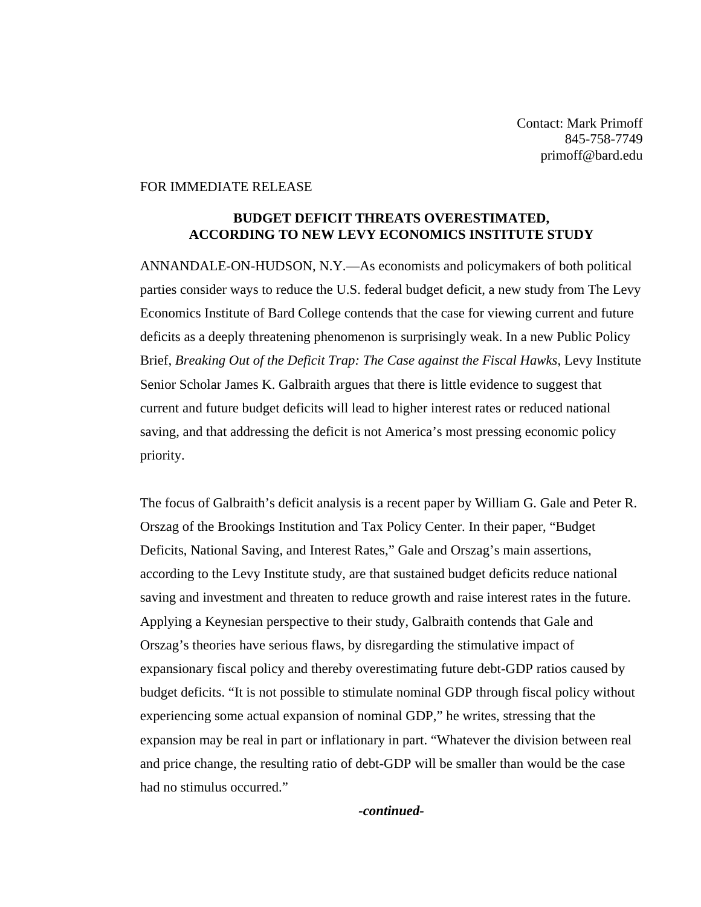Contact: Mark Primoff
845-758-7749
primoff@bard.edu

FOR IMMEDIATE RELEASE

**BUDGET DEFICIT THREATS OVERESTIMATED,
ACCORDING TO NEW LEVY ECONOMICS INSTITUTE STUDY**

ANNANDALE-ON-HUDSON, N.Y.—As economists and policymakers of both political parties consider ways to reduce the U.S. federal budget deficit, a new study from The Levy Economics Institute of Bard College contends that the case for viewing current and future deficits as a deeply threatening phenomenon is surprisingly weak. In a new Public Policy Brief, *Breaking Out of the Deficit Trap: The Case against the Fiscal Hawks*, Levy Institute Senior Scholar James K. Galbraith argues that there is little evidence to suggest that current and future budget deficits will lead to higher interest rates or reduced national saving, and that addressing the deficit is not America's most pressing economic policy priority.

The focus of Galbraith's deficit analysis is a recent paper by William G. Gale and Peter R. Orszag of the Brookings Institution and Tax Policy Center. In their paper, "Budget Deficits, National Saving, and Interest Rates," Gale and Orszag's main assertions, according to the Levy Institute study, are that sustained budget deficits reduce national saving and investment and threaten to reduce growth and raise interest rates in the future. Applying a Keynesian perspective to their study, Galbraith contends that Gale and Orszag's theories have serious flaws, by disregarding the stimulative impact of expansionary fiscal policy and thereby overestimating future debt-GDP ratios caused by budget deficits. "It is not possible to stimulate nominal GDP through fiscal policy without experiencing some actual expansion of nominal GDP," he writes, stressing that the expansion may be real in part or inflationary in part. "Whatever the division between real and price change, the resulting ratio of debt-GDP will be smaller than would be the case had no stimulus occurred."

***-continued-***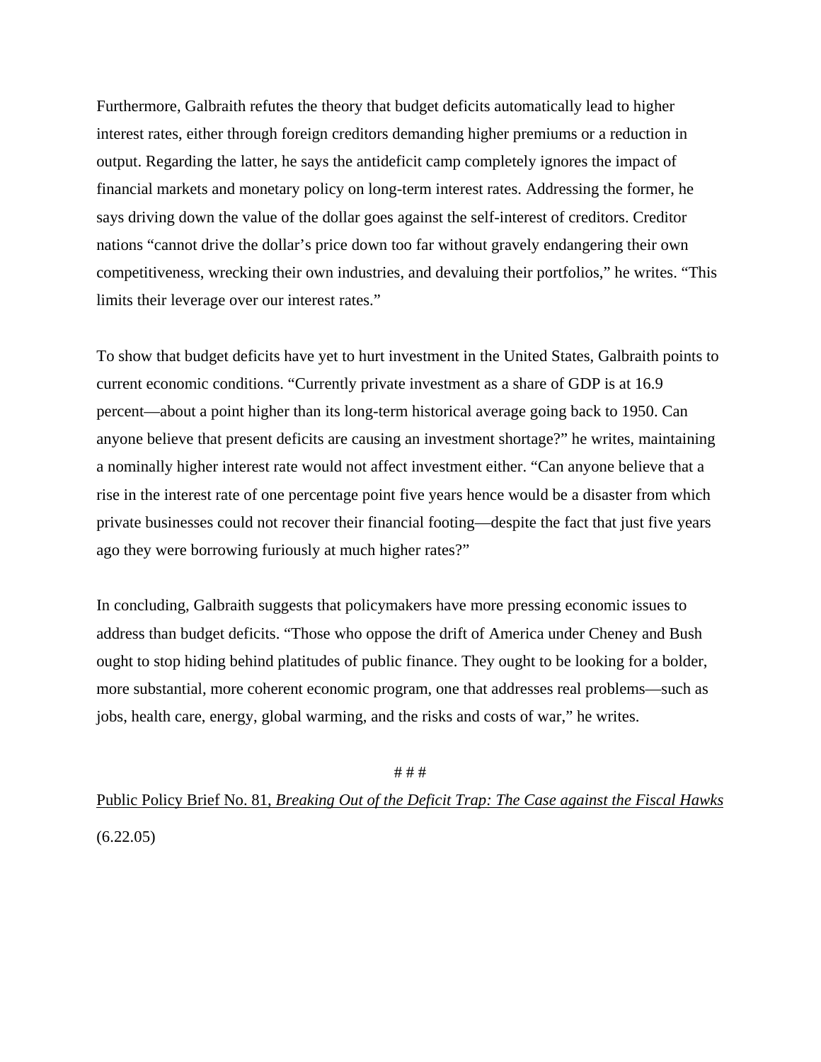Furthermore, Galbraith refutes the theory that budget deficits automatically lead to higher interest rates, either through foreign creditors demanding higher premiums or a reduction in output. Regarding the latter, he says the antideficit camp completely ignores the impact of financial markets and monetary policy on long-term interest rates. Addressing the former, he says driving down the value of the dollar goes against the self-interest of creditors. Creditor nations "cannot drive the dollar's price down too far without gravely endangering their own competitiveness, wrecking their own industries, and devaluing their portfolios," he writes. "This limits their leverage over our interest rates."

To show that budget deficits have yet to hurt investment in the United States, Galbraith points to current economic conditions. "Currently private investment as a share of GDP is at 16.9 percent—about a point higher than its long-term historical average going back to 1950. Can anyone believe that present deficits are causing an investment shortage?" he writes, maintaining a nominally higher interest rate would not affect investment either. "Can anyone believe that a rise in the interest rate of one percentage point five years hence would be a disaster from which private businesses could not recover their financial footing—despite the fact that just five years ago they were borrowing furiously at much higher rates?"

In concluding, Galbraith suggests that policymakers have more pressing economic issues to address than budget deficits. "Those who oppose the drift of America under Cheney and Bush ought to stop hiding behind platitudes of public finance. They ought to be looking for a bolder, more substantial, more coherent economic program, one that addresses real problems—such as jobs, health care, energy, global warming, and the risks and costs of war," he writes.

# # #

Public Policy Brief No. 81, *Breaking Out of the Deficit Trap: The Case against the Fiscal Hawks*

(6.22.05)